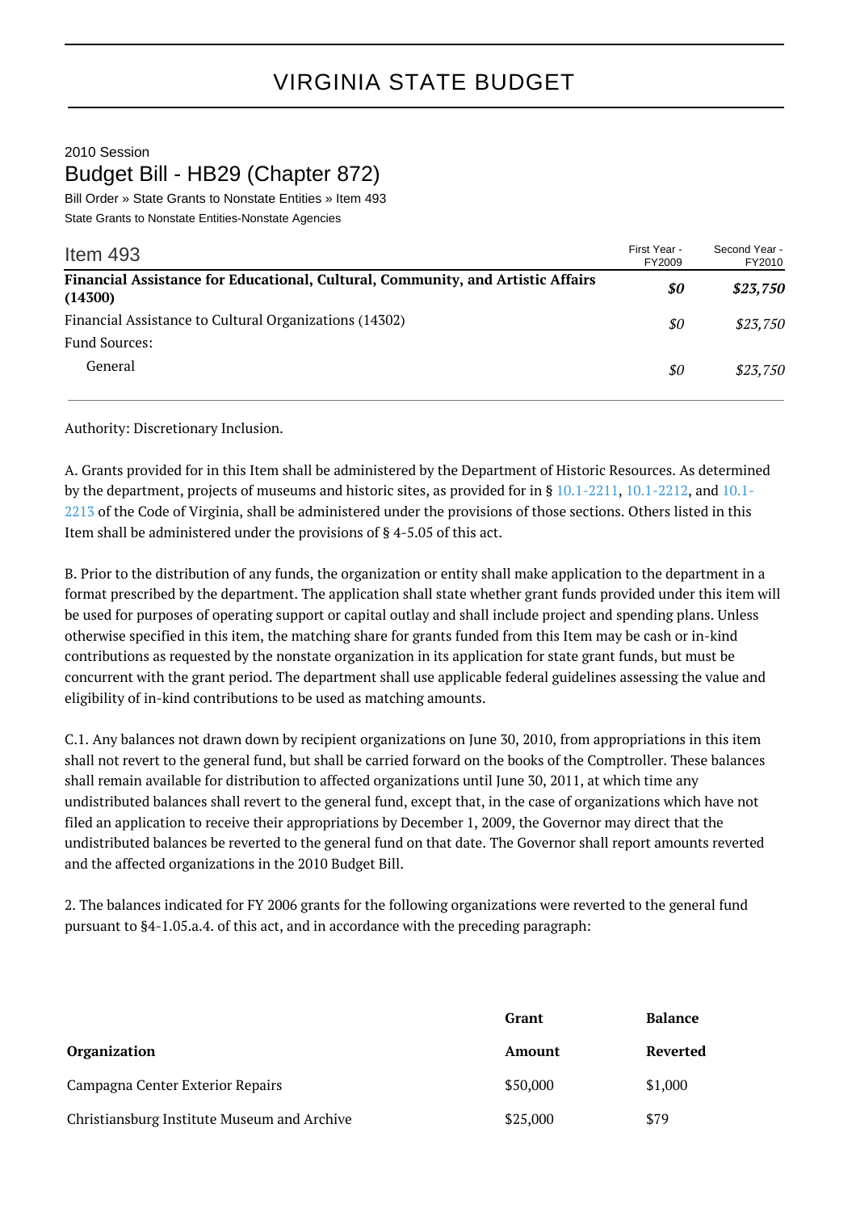# VIRGINIA STATE BUDGET

2010 Session

## Budget Bill - HB29 (Chapter 872)

Bill Order » State Grants to Nonstate Entities » Item 493

State Grants to Nonstate Entities-Nonstate Agencies

| Item 493 | First Year - FY2009 | Second Year - FY2010 |
|---|---|---|
| **Financial Assistance for Educational, Cultural, Community, and Artistic Affairs (14300)** | ***$0*** | ***$23,750*** |
| Financial Assistance to Cultural Organizations (14302) | *$0* | *$23,750* |
| Fund Sources: | | |
| General | *$0* | *$23,750* |

Authority: Discretionary Inclusion.

A. Grants provided for in this Item shall be administered by the Department of Historic Resources. As determined by the department, projects of museums and historic sites, as provided for in § 10.1-2211, 10.1-2212, and 10.1-2213 of the Code of Virginia, shall be administered under the provisions of those sections. Others listed in this Item shall be administered under the provisions of § 4-5.05 of this act.

B. Prior to the distribution of any funds, the organization or entity shall make application to the department in a format prescribed by the department. The application shall state whether grant funds provided under this item will be used for purposes of operating support or capital outlay and shall include project and spending plans. Unless otherwise specified in this item, the matching share for grants funded from this Item may be cash or in-kind contributions as requested by the nonstate organization in its application for state grant funds, but must be concurrent with the grant period. The department shall use applicable federal guidelines assessing the value and eligibility of in-kind contributions to be used as matching amounts.

C.1. Any balances not drawn down by recipient organizations on June 30, 2010, from appropriations in this item shall not revert to the general fund, but shall be carried forward on the books of the Comptroller. These balances shall remain available for distribution to affected organizations until June 30, 2011, at which time any undistributed balances shall revert to the general fund, except that, in the case of organizations which have not filed an application to receive their appropriations by December 1, 2009, the Governor may direct that the undistributed balances be reverted to the general fund on that date. The Governor shall report amounts reverted and the affected organizations in the 2010 Budget Bill.

2. The balances indicated for FY 2006 grants for the following organizations were reverted to the general fund pursuant to §4-1.05.a.4. of this act, and in accordance with the preceding paragraph:

| Organization | Grant Amount | Balance Reverted |
|---|---|---|
| Campagna Center Exterior Repairs | $50,000 | $1,000 |
| Christiansburg Institute Museum and Archive | $25,000 | $79 |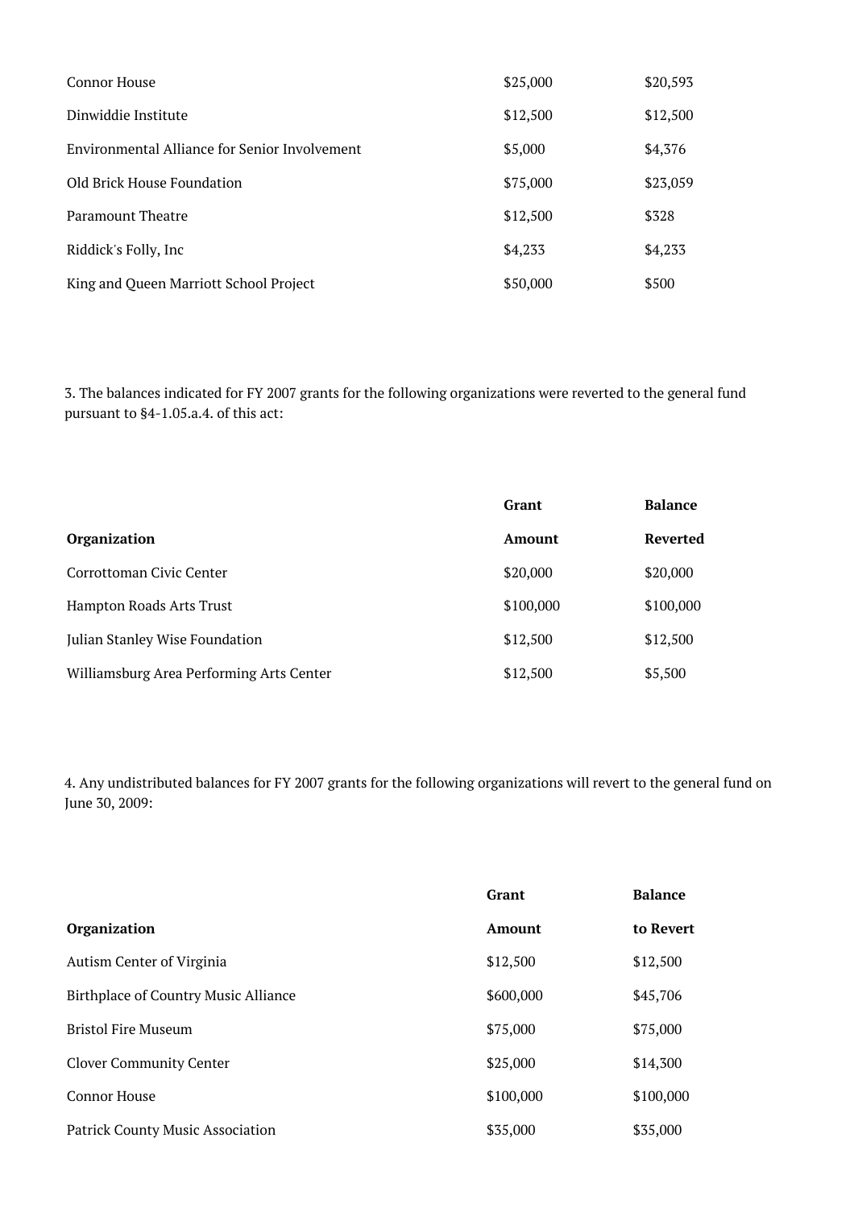| | | |
|---|---|---|
| Connor House | $25,000 | $20,593 |
| Dinwiddie Institute | $12,500 | $12,500 |
| Environmental Alliance for Senior Involvement | $5,000 | $4,376 |
| Old Brick House Foundation | $75,000 | $23,059 |
| Paramount Theatre | $12,500 | $328 |
| Riddick's Folly, Inc | $4,233 | $4,233 |
| King and Queen Marriott School Project | $50,000 | $500 |

3. The balances indicated for FY 2007 grants for the following organizations were reverted to the general fund pursuant to §4-1.05.a.4. of this act:

| | **Grant** | **Balance** |
|---|---|---|
| **Organization** | **Amount** | **Reverted** |
| Corrottoman Civic Center | $20,000 | $20,000 |
| Hampton Roads Arts Trust | $100,000 | $100,000 |
| Julian Stanley Wise Foundation | $12,500 | $12,500 |
| Williamsburg Area Performing Arts Center | $12,500 | $5,500 |

4. Any undistributed balances for FY 2007 grants for the following organizations will revert to the general fund on June 30, 2009:

| | **Grant** | **Balance** |
|---|---|---|
| **Organization** | **Amount** | **to Revert** |
| Autism Center of Virginia | $12,500 | $12,500 |
| Birthplace of Country Music Alliance | $600,000 | $45,706 |
| Bristol Fire Museum | $75,000 | $75,000 |
| Clover Community Center | $25,000 | $14,300 |
| Connor House | $100,000 | $100,000 |
| Patrick County Music Association | $35,000 | $35,000 |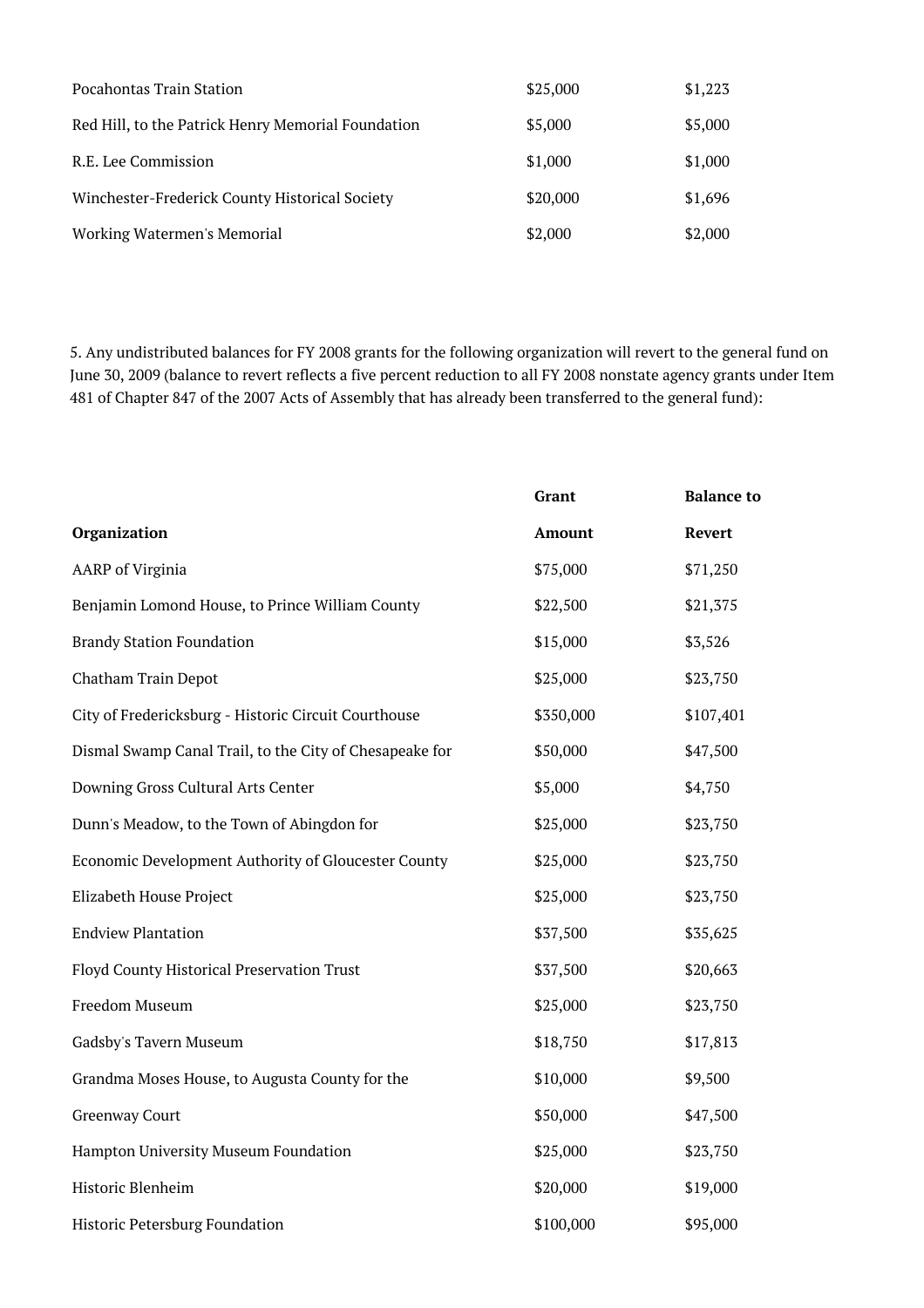| | | |
|---|---|---|
| Pocahontas Train Station | $25,000 | $1,223 |
| Red Hill, to the Patrick Henry Memorial Foundation | $5,000 | $5,000 |
| R.E. Lee Commission | $1,000 | $1,000 |
| Winchester-Frederick County Historical Society | $20,000 | $1,696 |
| Working Watermen's Memorial | $2,000 | $2,000 |

5. Any undistributed balances for FY 2008 grants for the following organization will revert to the general fund on June 30, 2009 (balance to revert reflects a five percent reduction to all FY 2008 nonstate agency grants under Item 481 of Chapter 847 of the 2007 Acts of Assembly that has already been transferred to the general fund):

| | **Grant** | **Balance to** |
|---|---|---|
| **Organization** | **Amount** | **Revert** |
| AARP of Virginia | $75,000 | $71,250 |
| Benjamin Lomond House, to Prince William County | $22,500 | $21,375 |
| Brandy Station Foundation | $15,000 | $3,526 |
| Chatham Train Depot | $25,000 | $23,750 |
| City of Fredericksburg - Historic Circuit Courthouse | $350,000 | $107,401 |
| Dismal Swamp Canal Trail, to the City of Chesapeake for | $50,000 | $47,500 |
| Downing Gross Cultural Arts Center | $5,000 | $4,750 |
| Dunn's Meadow, to the Town of Abingdon for | $25,000 | $23,750 |
| Economic Development Authority of Gloucester County | $25,000 | $23,750 |
| Elizabeth House Project | $25,000 | $23,750 |
| Endview Plantation | $37,500 | $35,625 |
| Floyd County Historical Preservation Trust | $37,500 | $20,663 |
| Freedom Museum | $25,000 | $23,750 |
| Gadsby's Tavern Museum | $18,750 | $17,813 |
| Grandma Moses House, to Augusta County for the | $10,000 | $9,500 |
| Greenway Court | $50,000 | $47,500 |
| Hampton University Museum Foundation | $25,000 | $23,750 |
| Historic Blenheim | $20,000 | $19,000 |
| Historic Petersburg Foundation | $100,000 | $95,000 |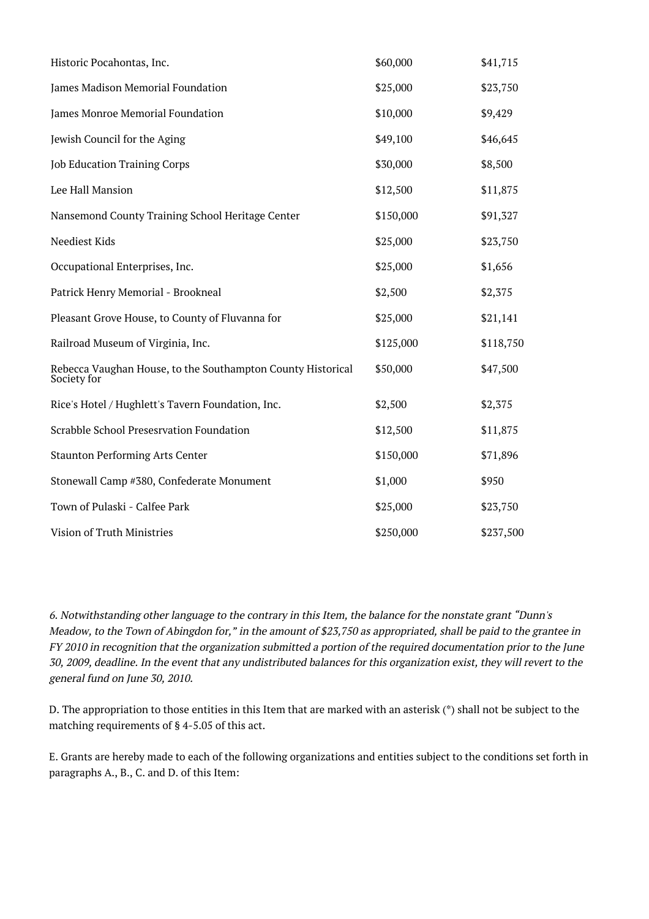| | | |
|---|---|---|
| Historic Pocahontas, Inc. | $60,000 | $41,715 |
| James Madison Memorial Foundation | $25,000 | $23,750 |
| James Monroe Memorial Foundation | $10,000 | $9,429 |
| Jewish Council for the Aging | $49,100 | $46,645 |
| Job Education Training Corps | $30,000 | $8,500 |
| Lee Hall Mansion | $12,500 | $11,875 |
| Nansemond County Training School Heritage Center | $150,000 | $91,327 |
| Neediest Kids | $25,000 | $23,750 |
| Occupational Enterprises, Inc. | $25,000 | $1,656 |
| Patrick Henry Memorial - Brookneal | $2,500 | $2,375 |
| Pleasant Grove House, to County of Fluvanna for | $25,000 | $21,141 |
| Railroad Museum of Virginia, Inc. | $125,000 | $118,750 |
| Rebecca Vaughan House, to the Southampton County Historical Society for | $50,000 | $47,500 |
| Rice's Hotel / Hughlett's Tavern Foundation, Inc. | $2,500 | $2,375 |
| Scrabble School Presesrvation Foundation | $12,500 | $11,875 |
| Staunton Performing Arts Center | $150,000 | $71,896 |
| Stonewall Camp #380, Confederate Monument | $1,000 | $950 |
| Town of Pulaski - Calfee Park | $25,000 | $23,750 |
| Vision of Truth Ministries | $250,000 | $237,500 |

*6. Notwithstanding other language to the contrary in this Item, the balance for the nonstate grant "Dunn's Meadow, to the Town of Abingdon for," in the amount of $23,750 as appropriated, shall be paid to the grantee in FY 2010 in recognition that the organization submitted a portion of the required documentation prior to the June 30, 2009, deadline. In the event that any undistributed balances for this organization exist, they will revert to the general fund on June 30, 2010.*

D. The appropriation to those entities in this Item that are marked with an asterisk (*) shall not be subject to the matching requirements of § 4-5.05 of this act.

E. Grants are hereby made to each of the following organizations and entities subject to the conditions set forth in paragraphs A., B., C. and D. of this Item: